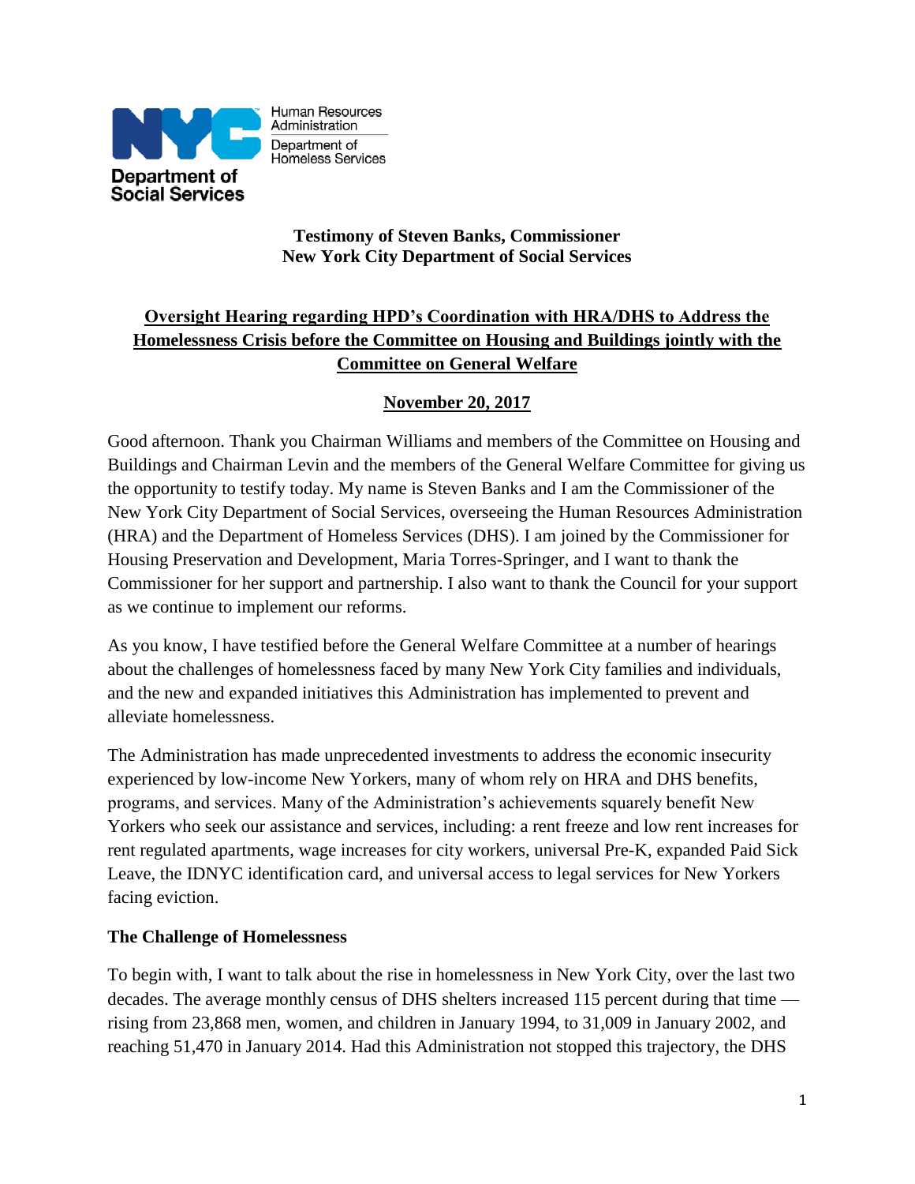NYC Human Resources Administration | Department of Homeless Services

Department of Social Services

**Testimony of Steven Banks, Commissioner**
**New York City Department of Social Services**

**Oversight Hearing regarding HPD's Coordination with HRA/DHS to Address the Homelessness Crisis before the Committee on Housing and Buildings jointly with the Committee on General Welfare**

**November 20, 2017**

Good afternoon. Thank you Chairman Williams and members of the Committee on Housing and Buildings and Chairman Levin and the members of the General Welfare Committee for giving us the opportunity to testify today. My name is Steven Banks and I am the Commissioner of the New York City Department of Social Services, overseeing the Human Resources Administration (HRA) and the Department of Homeless Services (DHS). I am joined by the Commissioner for Housing Preservation and Development, Maria Torres-Springer, and I want to thank the Commissioner for her support and partnership. I also want to thank the Council for your support as we continue to implement our reforms.

As you know, I have testified before the General Welfare Committee at a number of hearings about the challenges of homelessness faced by many New York City families and individuals, and the new and expanded initiatives this Administration has implemented to prevent and alleviate homelessness.

The Administration has made unprecedented investments to address the economic insecurity experienced by low-income New Yorkers, many of whom rely on HRA and DHS benefits, programs, and services. Many of the Administration's achievements squarely benefit New Yorkers who seek our assistance and services, including: a rent freeze and low rent increases for rent regulated apartments, wage increases for city workers, universal Pre-K, expanded Paid Sick Leave, the IDNYC identification card, and universal access to legal services for New Yorkers facing eviction.

**The Challenge of Homelessness**

To begin with, I want to talk about the rise in homelessness in New York City, over the last two decades. The average monthly census of DHS shelters increased 115 percent during that time — rising from 23,868 men, women, and children in January 1994, to 31,009 in January 2002, and reaching 51,470 in January 2014. Had this Administration not stopped this trajectory, the DHS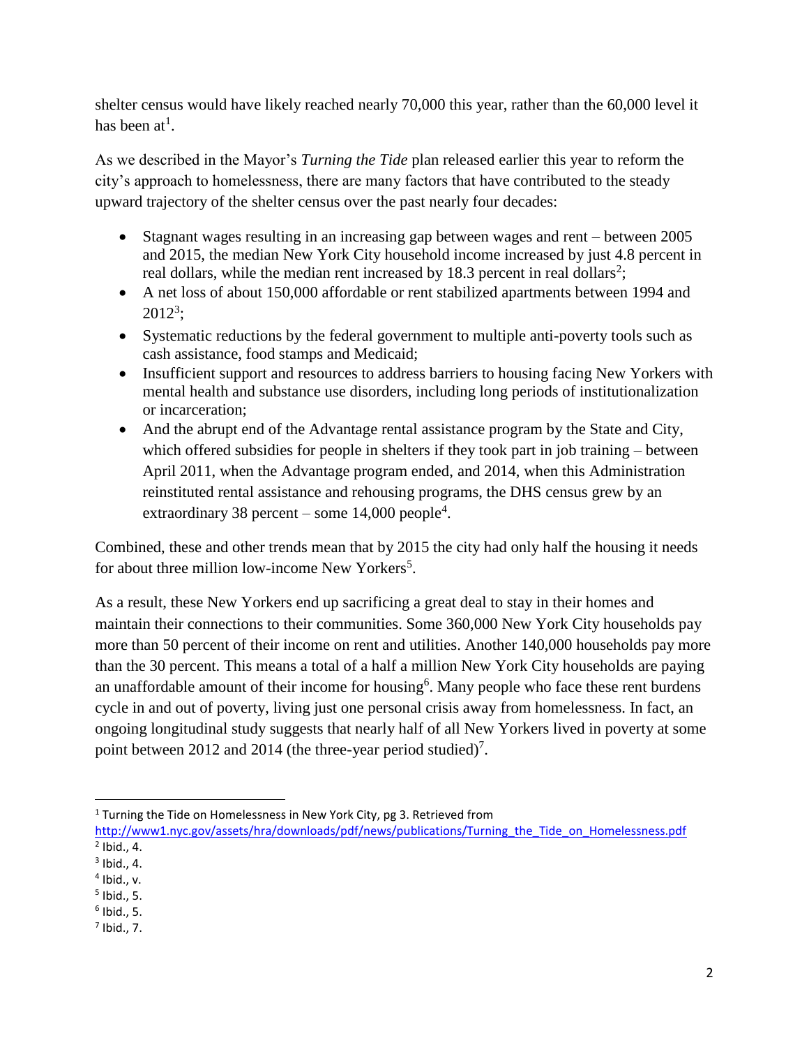shelter census would have likely reached nearly 70,000 this year, rather than the 60,000 level it has been at[1].

As we described in the Mayor's *Turning the Tide* plan released earlier this year to reform the city's approach to homelessness, there are many factors that have contributed to the steady upward trajectory of the shelter census over the past nearly four decades:

- Stagnant wages resulting in an increasing gap between wages and rent – between 2005 and 2015, the median New York City household income increased by just 4.8 percent in real dollars, while the median rent increased by 18.3 percent in real dollars[2];
- A net loss of about 150,000 affordable or rent stabilized apartments between 1994 and 2012[3];
- Systematic reductions by the federal government to multiple anti-poverty tools such as cash assistance, food stamps and Medicaid;
- Insufficient support and resources to address barriers to housing facing New Yorkers with mental health and substance use disorders, including long periods of institutionalization or incarceration;
- And the abrupt end of the Advantage rental assistance program by the State and City, which offered subsidies for people in shelters if they took part in job training – between April 2011, when the Advantage program ended, and 2014, when this Administration reinstituted rental assistance and rehousing programs, the DHS census grew by an extraordinary 38 percent – some 14,000 people[4].

Combined, these and other trends mean that by 2015 the city had only half the housing it needs for about three million low-income New Yorkers[5].

As a result, these New Yorkers end up sacrificing a great deal to stay in their homes and maintain their connections to their communities. Some 360,000 New York City households pay more than 50 percent of their income on rent and utilities. Another 140,000 households pay more than the 30 percent. This means a total of a half a million New York City households are paying an unaffordable amount of their income for housing[6]. Many people who face these rent burdens cycle in and out of poverty, living just one personal crisis away from homelessness. In fact, an ongoing longitudinal study suggests that nearly half of all New Yorkers lived in poverty at some point between 2012 and 2014 (the three-year period studied)[7].

---

[1] Turning the Tide on Homelessness in New York City, pg 3. Retrieved from http://www1.nyc.gov/assets/hra/downloads/pdf/news/publications/Turning_the_Tide_on_Homelessness.pdf

[2] Ibid., 4.

[3] Ibid., 4.

[4] Ibid., v.

[5] Ibid., 5.

[6] Ibid., 5.

[7] Ibid., 7.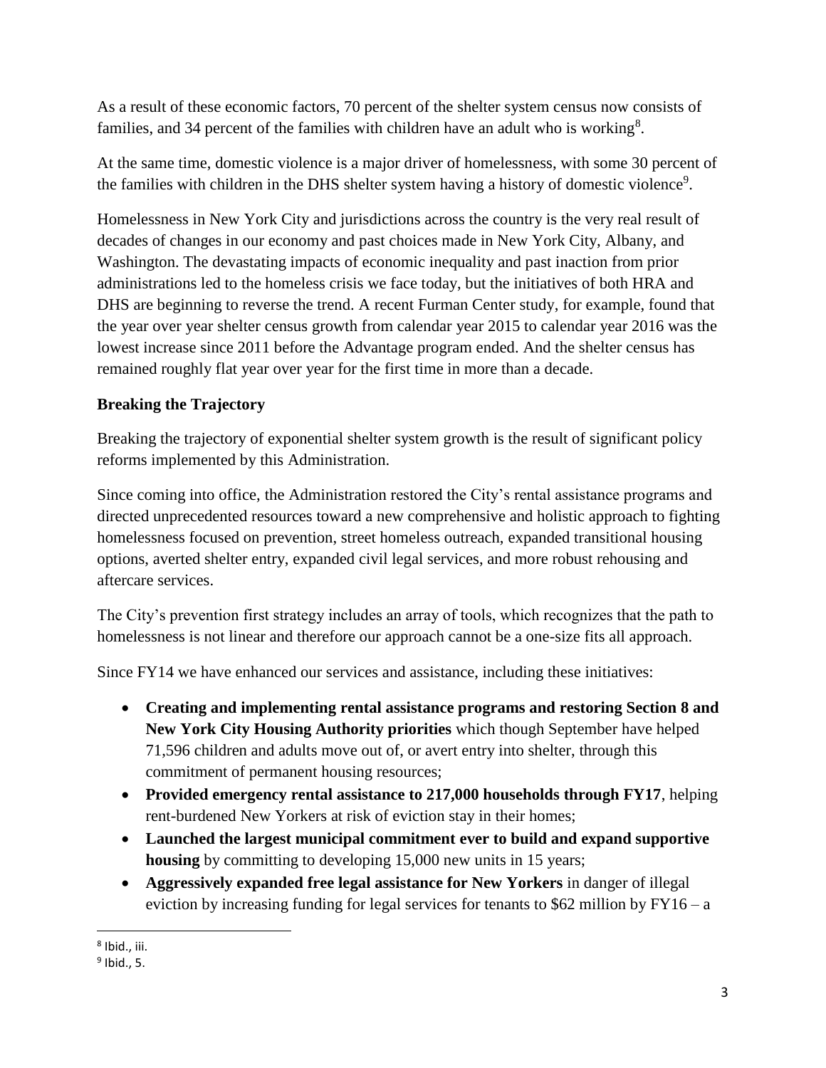As a result of these economic factors, 70 percent of the shelter system census now consists of families, and 34 percent of the families with children have an adult who is working[8].

At the same time, domestic violence is a major driver of homelessness, with some 30 percent of the families with children in the DHS shelter system having a history of domestic violence[9].

Homelessness in New York City and jurisdictions across the country is the very real result of decades of changes in our economy and past choices made in New York City, Albany, and Washington. The devastating impacts of economic inequality and past inaction from prior administrations led to the homeless crisis we face today, but the initiatives of both HRA and DHS are beginning to reverse the trend. A recent Furman Center study, for example, found that the year over year shelter census growth from calendar year 2015 to calendar year 2016 was the lowest increase since 2011 before the Advantage program ended. And the shelter census has remained roughly flat year over year for the first time in more than a decade.

**Breaking the Trajectory**

Breaking the trajectory of exponential shelter system growth is the result of significant policy reforms implemented by this Administration.

Since coming into office, the Administration restored the City's rental assistance programs and directed unprecedented resources toward a new comprehensive and holistic approach to fighting homelessness focused on prevention, street homeless outreach, expanded transitional housing options, averted shelter entry, expanded civil legal services, and more robust rehousing and aftercare services.

The City's prevention first strategy includes an array of tools, which recognizes that the path to homelessness is not linear and therefore our approach cannot be a one-size fits all approach.

Since FY14 we have enhanced our services and assistance, including these initiatives:

- **Creating and implementing rental assistance programs and restoring Section 8 and New York City Housing Authority priorities** which though September have helped 71,596 children and adults move out of, or avert entry into shelter, through this commitment of permanent housing resources;
- **Provided emergency rental assistance to 217,000 households through FY17**, helping rent-burdened New Yorkers at risk of eviction stay in their homes;
- **Launched the largest municipal commitment ever to build and expand supportive housing** by committing to developing 15,000 new units in 15 years;
- **Aggressively expanded free legal assistance for New Yorkers** in danger of illegal eviction by increasing funding for legal services for tenants to $62 million by FY16 – a

[8] Ibid., iii.

[9] Ibid., 5.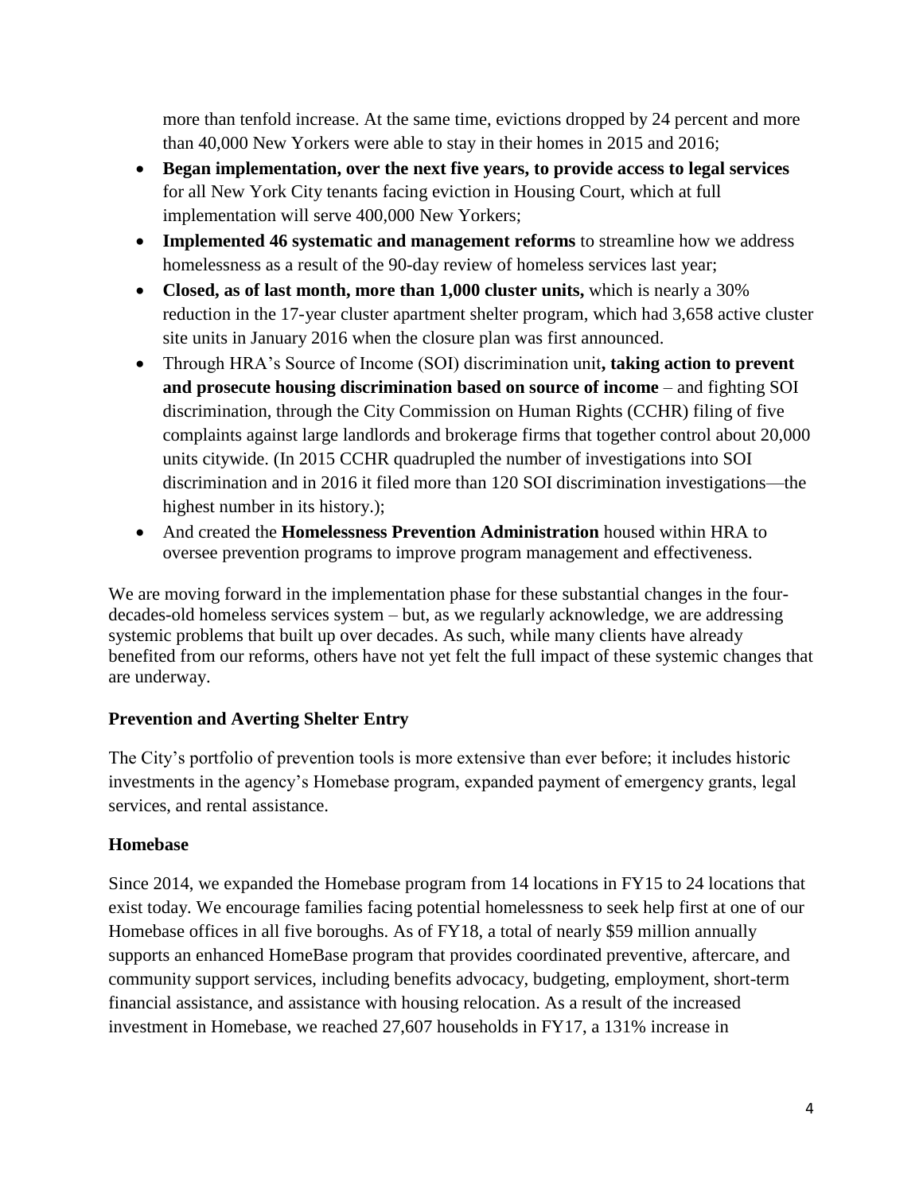more than tenfold increase. At the same time, evictions dropped by 24 percent and more than 40,000 New Yorkers were able to stay in their homes in 2015 and 2016;

- **Began implementation, over the next five years, to provide access to legal services** for all New York City tenants facing eviction in Housing Court, which at full implementation will serve 400,000 New Yorkers;
- **Implemented 46 systematic and management reforms** to streamline how we address homelessness as a result of the 90-day review of homeless services last year;
- **Closed, as of last month, more than 1,000 cluster units,** which is nearly a 30% reduction in the 17-year cluster apartment shelter program, which had 3,658 active cluster site units in January 2016 when the closure plan was first announced.
- Through HRA's Source of Income (SOI) discrimination unit**, taking action to prevent and prosecute housing discrimination based on source of income** – and fighting SOI discrimination, through the City Commission on Human Rights (CCHR) filing of five complaints against large landlords and brokerage firms that together control about 20,000 units citywide. (In 2015 CCHR quadrupled the number of investigations into SOI discrimination and in 2016 it filed more than 120 SOI discrimination investigations—the highest number in its history.);
- And created the **Homelessness Prevention Administration** housed within HRA to oversee prevention programs to improve program management and effectiveness.

We are moving forward in the implementation phase for these substantial changes in the four-decades-old homeless services system – but, as we regularly acknowledge, we are addressing systemic problems that built up over decades. As such, while many clients have already benefited from our reforms, others have not yet felt the full impact of these systemic changes that are underway.

**Prevention and Averting Shelter Entry**

The City's portfolio of prevention tools is more extensive than ever before; it includes historic investments in the agency's Homebase program, expanded payment of emergency grants, legal services, and rental assistance.

**Homebase**

Since 2014, we expanded the Homebase program from 14 locations in FY15 to 24 locations that exist today. We encourage families facing potential homelessness to seek help first at one of our Homebase offices in all five boroughs. As of FY18, a total of nearly $59 million annually supports an enhanced HomeBase program that provides coordinated preventive, aftercare, and community support services, including benefits advocacy, budgeting, employment, short-term financial assistance, and assistance with housing relocation. As a result of the increased investment in Homebase, we reached 27,607 households in FY17, a 131% increase in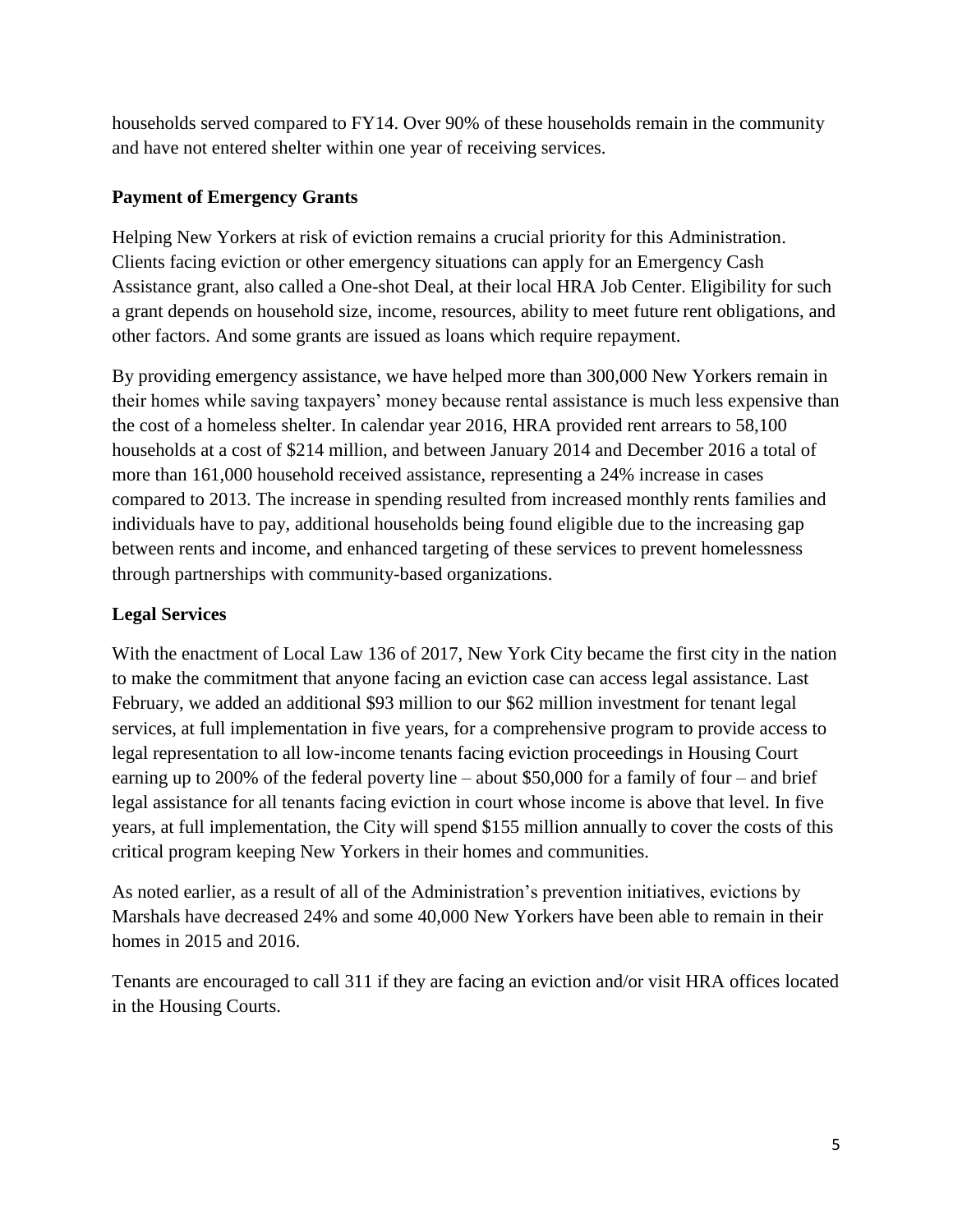households served compared to FY14. Over 90% of these households remain in the community and have not entered shelter within one year of receiving services.

**Payment of Emergency Grants**

Helping New Yorkers at risk of eviction remains a crucial priority for this Administration. Clients facing eviction or other emergency situations can apply for an Emergency Cash Assistance grant, also called a One-shot Deal, at their local HRA Job Center. Eligibility for such a grant depends on household size, income, resources, ability to meet future rent obligations, and other factors. And some grants are issued as loans which require repayment.

By providing emergency assistance, we have helped more than 300,000 New Yorkers remain in their homes while saving taxpayers' money because rental assistance is much less expensive than the cost of a homeless shelter. In calendar year 2016, HRA provided rent arrears to 58,100 households at a cost of $214 million, and between January 2014 and December 2016 a total of more than 161,000 household received assistance, representing a 24% increase in cases compared to 2013. The increase in spending resulted from increased monthly rents families and individuals have to pay, additional households being found eligible due to the increasing gap between rents and income, and enhanced targeting of these services to prevent homelessness through partnerships with community-based organizations.

**Legal Services**

With the enactment of Local Law 136 of 2017, New York City became the first city in the nation to make the commitment that anyone facing an eviction case can access legal assistance. Last February, we added an additional $93 million to our $62 million investment for tenant legal services, at full implementation in five years, for a comprehensive program to provide access to legal representation to all low-income tenants facing eviction proceedings in Housing Court earning up to 200% of the federal poverty line – about $50,000 for a family of four – and brief legal assistance for all tenants facing eviction in court whose income is above that level. In five years, at full implementation, the City will spend $155 million annually to cover the costs of this critical program keeping New Yorkers in their homes and communities.

As noted earlier, as a result of all of the Administration's prevention initiatives, evictions by Marshals have decreased 24% and some 40,000 New Yorkers have been able to remain in their homes in 2015 and 2016.

Tenants are encouraged to call 311 if they are facing an eviction and/or visit HRA offices located in the Housing Courts.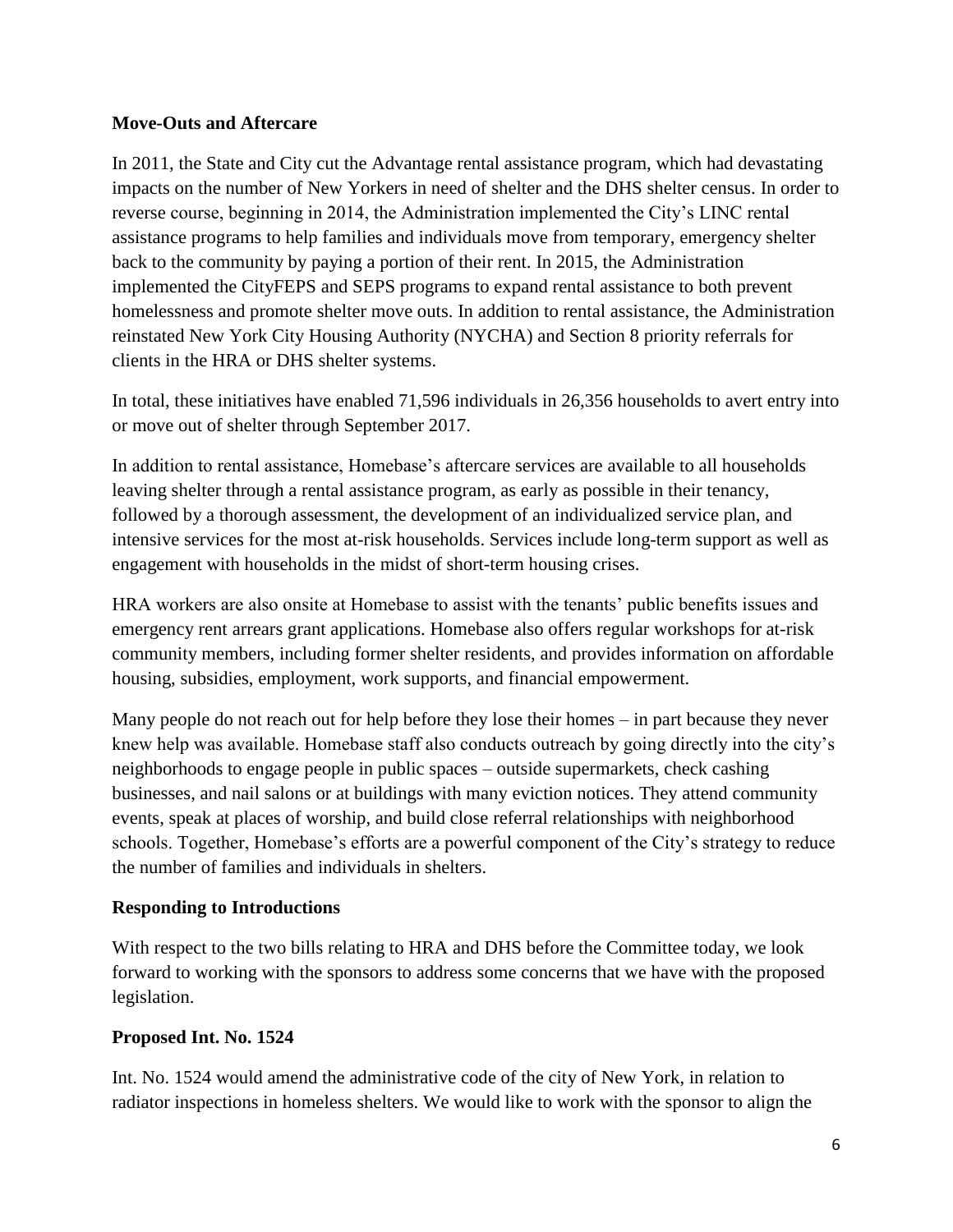**Move-Outs and Aftercare**

In 2011, the State and City cut the Advantage rental assistance program, which had devastating impacts on the number of New Yorkers in need of shelter and the DHS shelter census. In order to reverse course, beginning in 2014, the Administration implemented the City's LINC rental assistance programs to help families and individuals move from temporary, emergency shelter back to the community by paying a portion of their rent. In 2015, the Administration implemented the CityFEPS and SEPS programs to expand rental assistance to both prevent homelessness and promote shelter move outs. In addition to rental assistance, the Administration reinstated New York City Housing Authority (NYCHA) and Section 8 priority referrals for clients in the HRA or DHS shelter systems.

In total, these initiatives have enabled 71,596 individuals in 26,356 households to avert entry into or move out of shelter through September 2017.

In addition to rental assistance, Homebase's aftercare services are available to all households leaving shelter through a rental assistance program, as early as possible in their tenancy, followed by a thorough assessment, the development of an individualized service plan, and intensive services for the most at-risk households. Services include long-term support as well as engagement with households in the midst of short-term housing crises.

HRA workers are also onsite at Homebase to assist with the tenants' public benefits issues and emergency rent arrears grant applications. Homebase also offers regular workshops for at-risk community members, including former shelter residents, and provides information on affordable housing, subsidies, employment, work supports, and financial empowerment.

Many people do not reach out for help before they lose their homes – in part because they never knew help was available. Homebase staff also conducts outreach by going directly into the city's neighborhoods to engage people in public spaces – outside supermarkets, check cashing businesses, and nail salons or at buildings with many eviction notices. They attend community events, speak at places of worship, and build close referral relationships with neighborhood schools. Together, Homebase's efforts are a powerful component of the City's strategy to reduce the number of families and individuals in shelters.

**Responding to Introductions**

With respect to the two bills relating to HRA and DHS before the Committee today, we look forward to working with the sponsors to address some concerns that we have with the proposed legislation.

**Proposed Int. No. 1524**

Int. No. 1524 would amend the administrative code of the city of New York, in relation to radiator inspections in homeless shelters. We would like to work with the sponsor to align the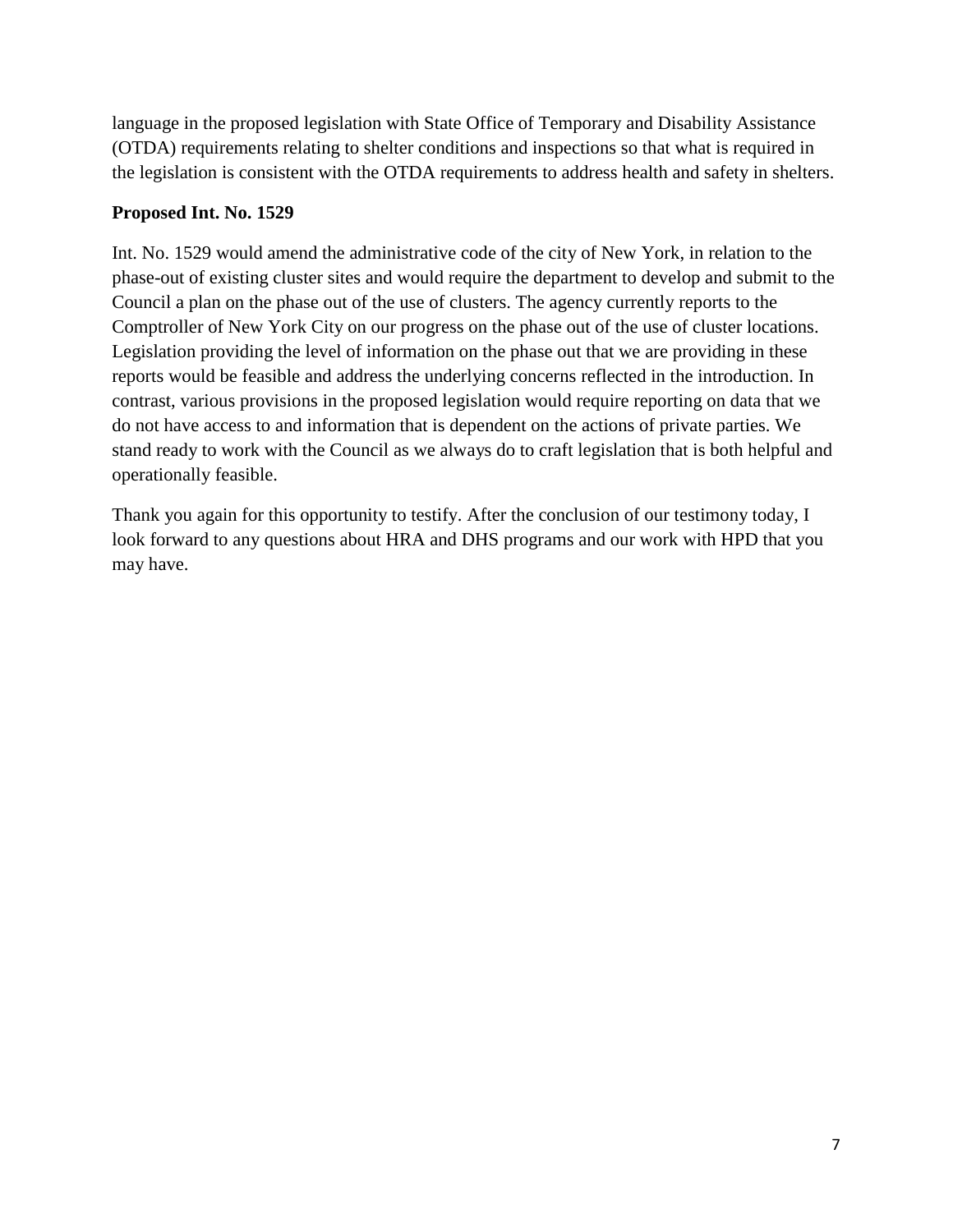language in the proposed legislation with State Office of Temporary and Disability Assistance (OTDA) requirements relating to shelter conditions and inspections so that what is required in the legislation is consistent with the OTDA requirements to address health and safety in shelters.

**Proposed Int. No. 1529**

Int. No. 1529 would amend the administrative code of the city of New York, in relation to the phase-out of existing cluster sites and would require the department to develop and submit to the Council a plan on the phase out of the use of clusters. The agency currently reports to the Comptroller of New York City on our progress on the phase out of the use of cluster locations. Legislation providing the level of information on the phase out that we are providing in these reports would be feasible and address the underlying concerns reflected in the introduction. In contrast, various provisions in the proposed legislation would require reporting on data that we do not have access to and information that is dependent on the actions of private parties. We stand ready to work with the Council as we always do to craft legislation that is both helpful and operationally feasible.

Thank you again for this opportunity to testify. After the conclusion of our testimony today, I look forward to any questions about HRA and DHS programs and our work with HPD that you may have.